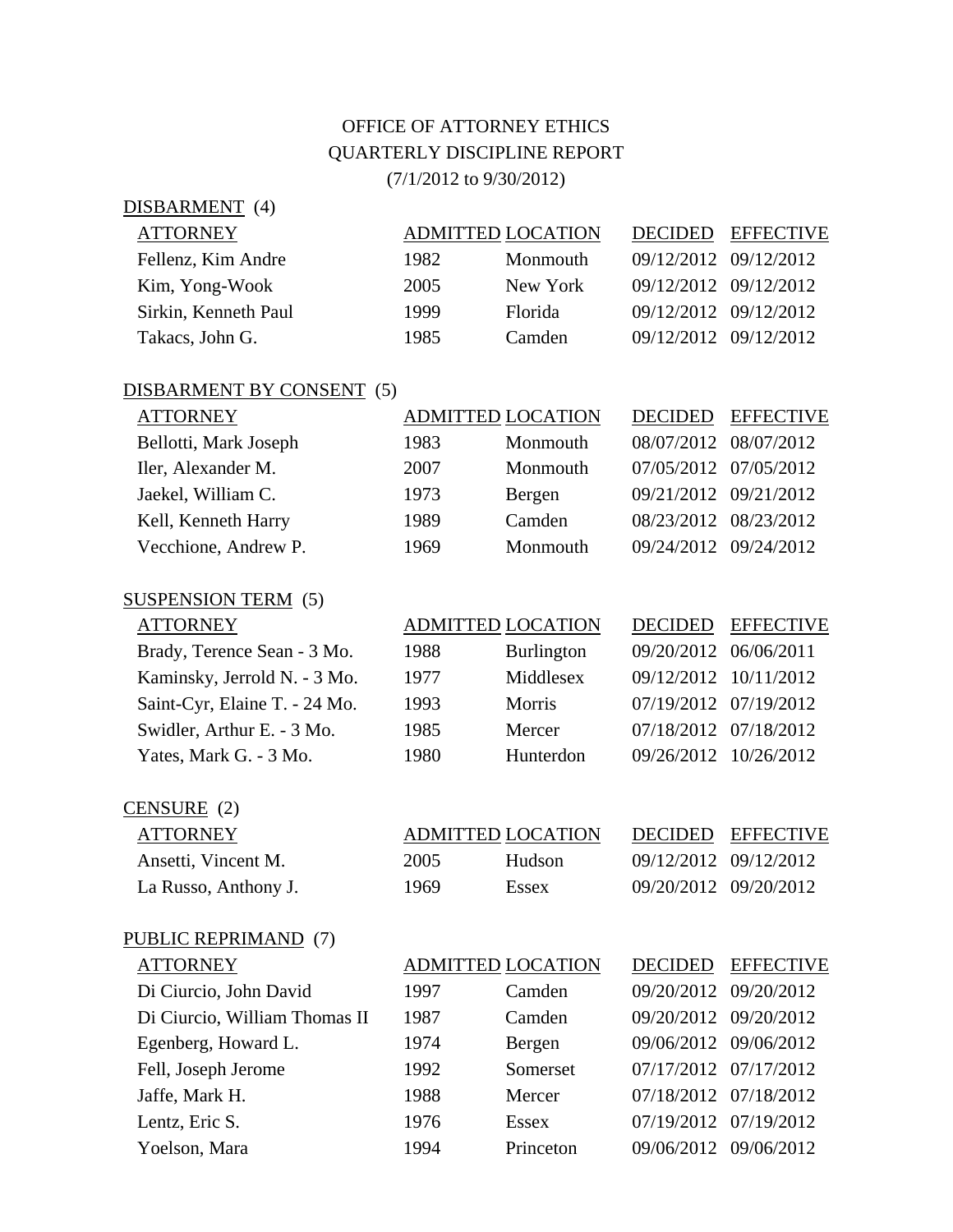# OFFICE OF ATTORNEY ETHICS
## QUARTERLY DISCIPLINE REPORT
(7/1/2012 to 9/30/2012)

### DISBARMENT (4)

| ATTORNEY | ADMITTED | LOCATION | DECIDED | EFFECTIVE |
|---|---|---|---|---|
| Fellenz, Kim Andre | 1982 | Monmouth | 09/12/2012 | 09/12/2012 |
| Kim, Yong-Wook | 2005 | New York | 09/12/2012 | 09/12/2012 |
| Sirkin, Kenneth Paul | 1999 | Florida | 09/12/2012 | 09/12/2012 |
| Takacs, John G. | 1985 | Camden | 09/12/2012 | 09/12/2012 |

### DISBARMENT BY CONSENT (5)

| ATTORNEY | ADMITTED | LOCATION | DECIDED | EFFECTIVE |
|---|---|---|---|---|
| Bellotti, Mark Joseph | 1983 | Monmouth | 08/07/2012 | 08/07/2012 |
| Iler, Alexander M. | 2007 | Monmouth | 07/05/2012 | 07/05/2012 |
| Jaekel, William C. | 1973 | Bergen | 09/21/2012 | 09/21/2012 |
| Kell, Kenneth Harry | 1989 | Camden | 08/23/2012 | 08/23/2012 |
| Vecchione, Andrew P. | 1969 | Monmouth | 09/24/2012 | 09/24/2012 |

### SUSPENSION TERM (5)

| ATTORNEY | ADMITTED | LOCATION | DECIDED | EFFECTIVE |
|---|---|---|---|---|
| Brady, Terence Sean - 3 Mo. | 1988 | Burlington | 09/20/2012 | 06/06/2011 |
| Kaminsky, Jerrold N. - 3 Mo. | 1977 | Middlesex | 09/12/2012 | 10/11/2012 |
| Saint-Cyr, Elaine T. - 24 Mo. | 1993 | Morris | 07/19/2012 | 07/19/2012 |
| Swidler, Arthur E. - 3 Mo. | 1985 | Mercer | 07/18/2012 | 07/18/2012 |
| Yates, Mark G. - 3 Mo. | 1980 | Hunterdon | 09/26/2012 | 10/26/2012 |

### CENSURE (2)

| ATTORNEY | ADMITTED | LOCATION | DECIDED | EFFECTIVE |
|---|---|---|---|---|
| Ansetti, Vincent M. | 2005 | Hudson | 09/12/2012 | 09/12/2012 |
| La Russo, Anthony J. | 1969 | Essex | 09/20/2012 | 09/20/2012 |

### PUBLIC REPRIMAND (7)

| ATTORNEY | ADMITTED | LOCATION | DECIDED | EFFECTIVE |
|---|---|---|---|---|
| Di Ciurcio, John David | 1997 | Camden | 09/20/2012 | 09/20/2012 |
| Di Ciurcio, William Thomas II | 1987 | Camden | 09/20/2012 | 09/20/2012 |
| Egenberg, Howard L. | 1974 | Bergen | 09/06/2012 | 09/06/2012 |
| Fell, Joseph Jerome | 1992 | Somerset | 07/17/2012 | 07/17/2012 |
| Jaffe, Mark H. | 1988 | Mercer | 07/18/2012 | 07/18/2012 |
| Lentz, Eric S. | 1976 | Essex | 07/19/2012 | 07/19/2012 |
| Yoelson, Mara | 1994 | Princeton | 09/06/2012 | 09/06/2012 |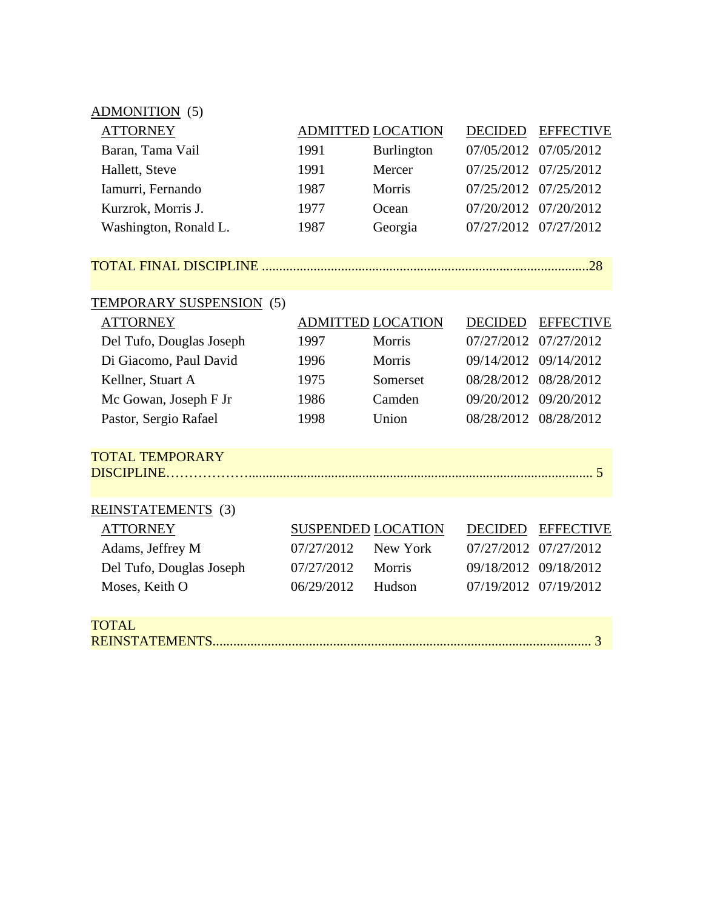ADMONITION (5)

| ATTORNEY | ADMITTED | LOCATION | DECIDED | EFFECTIVE |
|---|---|---|---|---|
| Baran, Tama Vail | 1991 | Burlington | 07/05/2012 | 07/05/2012 |
| Hallett, Steve | 1991 | Mercer | 07/25/2012 | 07/25/2012 |
| Iamurri, Fernando | 1987 | Morris | 07/25/2012 | 07/25/2012 |
| Kurzrok, Morris J. | 1977 | Ocean | 07/20/2012 | 07/20/2012 |
| Washington, Ronald L. | 1987 | Georgia | 07/27/2012 | 07/27/2012 |

TOTAL FINAL DISCIPLINE ..............................................................................................28

TEMPORARY SUSPENSION (5)

| ATTORNEY | ADMITTED | LOCATION | DECIDED | EFFECTIVE |
|---|---|---|---|---|
| Del Tufo, Douglas Joseph | 1997 | Morris | 07/27/2012 | 07/27/2012 |
| Di Giacomo, Paul David | 1996 | Morris | 09/14/2012 | 09/14/2012 |
| Kellner, Stuart A | 1975 | Somerset | 08/28/2012 | 08/28/2012 |
| Mc Gowan, Joseph F Jr | 1986 | Camden | 09/20/2012 | 09/20/2012 |
| Pastor, Sergio Rafael | 1998 | Union | 08/28/2012 | 08/28/2012 |

TOTAL TEMPORARY DISCIPLINE………………................................................................................................. 5

REINSTATEMENTS (3)

| ATTORNEY | SUSPENDED | LOCATION | DECIDED | EFFECTIVE |
|---|---|---|---|---|
| Adams, Jeffrey M | 07/27/2012 | New York | 07/27/2012 | 07/27/2012 |
| Del Tufo, Douglas Joseph | 07/27/2012 | Morris | 09/18/2012 | 09/18/2012 |
| Moses, Keith O | 06/29/2012 | Hudson | 07/19/2012 | 07/19/2012 |

TOTAL REINSTATEMENTS............................................................................................................ 3